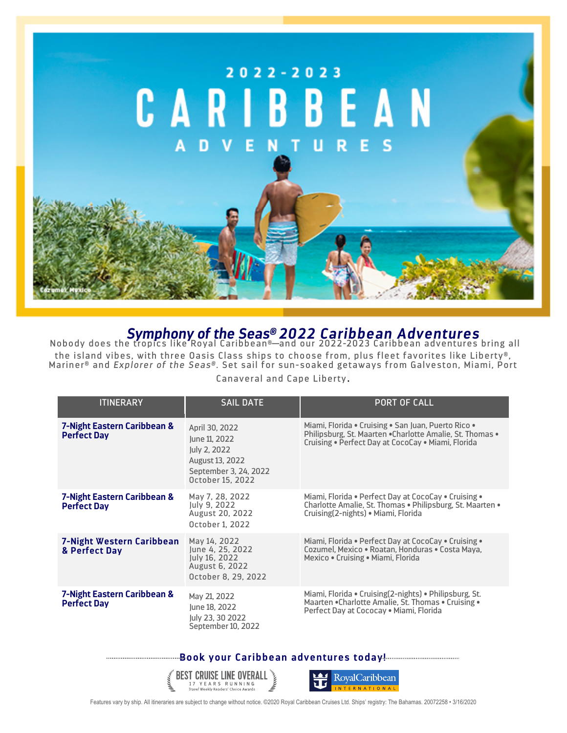# 2022-2023 CARIBBEAN ADVENTURES

Cozumel, Mexico

## *Symphony of the Seas® 2022 Caribbean Adventures*

Nobody does the tropics like Royal Caribbean®—and our 2022-2023 Caribbean adventures bring all the island vibes, with three Oasis Class ships to choose from, plus fleet favorites like Liberty®, Mariner® and *Explorer of the Seas®*. Set sail for sun-soaked getaways from Galveston, Miami, Port Canaveral and Cape Liberty.

| ITINERARY | SAIL DATE | PORT OF CALL |
|---|---|---|
| **7-Night Eastern Caribbean & Perfect Day** | April 30, 2022<br>June 11, 2022<br>July 2, 2022<br>August 13, 2022<br>September 3, 24, 2022<br>October 15, 2022 | Miami, Florida • Cruising • San Juan, Puerto Rico • Philipsburg, St. Maarten •Charlotte Amalie, St. Thomas • Cruising • Perfect Day at CocoCay • Miami, Florida |
| **7-Night Eastern Caribbean & Perfect Day** | May 7, 28, 2022<br>July 9, 2022<br>August 20, 2022<br>October 1, 2022 | Miami, Florida • Perfect Day at CocoCay • Cruising • Charlotte Amalie, St. Thomas • Philipsburg, St. Maarten • Cruising(2-nights) • Miami, Florida |
| **7-Night Western Caribbean & Perfect Day** | May 14, 2022<br>June 4, 25, 2022<br>July 16, 2022<br>August 6, 2022<br>October 8, 29, 2022 | Miami, Florida • Perfect Day at CocoCay • Cruising • Cozumel, Mexico • Roatan, Honduras • Costa Maya, Mexico • Cruising • Miami, Florida |
| **7-Night Eastern Caribbean & Perfect Day** | May 21, 2022<br>June 18, 2022<br>July 23, 30 2022<br>September 10, 2022 | Miami, Florida • Cruising(2-nights) • Philipsburg, St. Maarten •Charlotte Amalie, St. Thomas • Cruising • Perfect Day at Cococay • Miami, Florida |

**Book your Caribbean adventures today!**

BEST CRUISE LINE OVERALL 17 YEARS RUNNING Travel Weekly Readers' Choice Awards

RoyalCaribbean INTERNATIONAL

Features vary by ship. All itineraries are subject to change without notice. ©2020 Royal Caribbean Cruises Ltd. Ships' registry: The Bahamas. 20072258 • 3/16/2020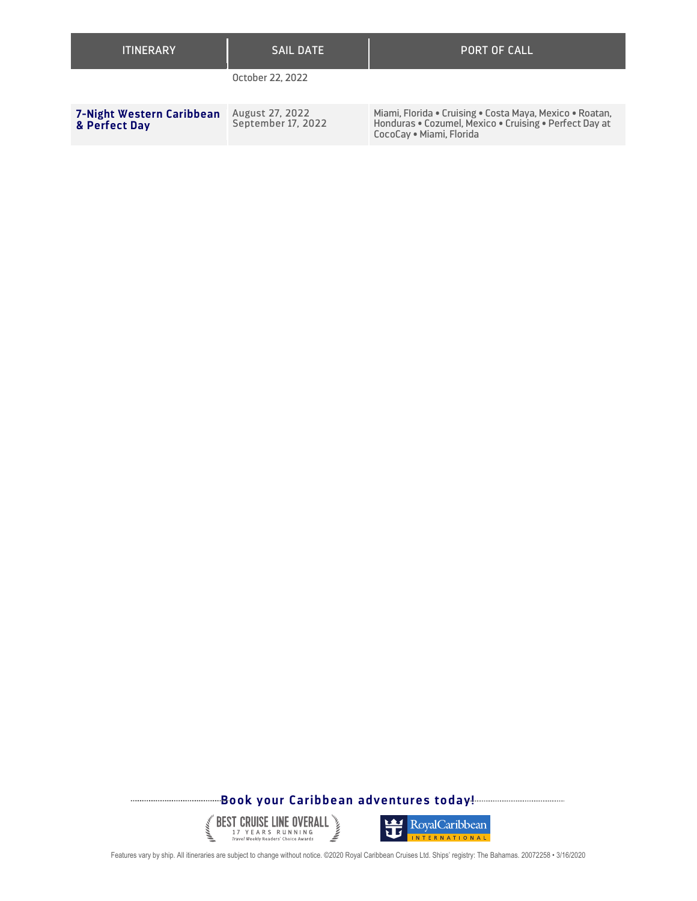| ITINERARY | SAIL DATE | PORT OF CALL |
|---|---|---|
| | October 22, 2022 | |
| **7-Night Western Caribbean & Perfect Day** | August 27, 2022<br>September 17, 2022 | Miami, Florida • Cruising • Costa Maya, Mexico • Roatan, Honduras • Cozumel, Mexico • Cruising • Perfect Day at CocoCay • Miami, Florida |

**Book your Caribbean adventures today!**

BEST CRUISE LINE OVERALL
17 YEARS RUNNING
Travel Weekly Readers' Choice Awards

RoyalCaribbean
INTERNATIONAL

Features vary by ship. All itineraries are subject to change without notice. ©2020 Royal Caribbean Cruises Ltd. Ships' registry: The Bahamas. 20072258 • 3/16/2020